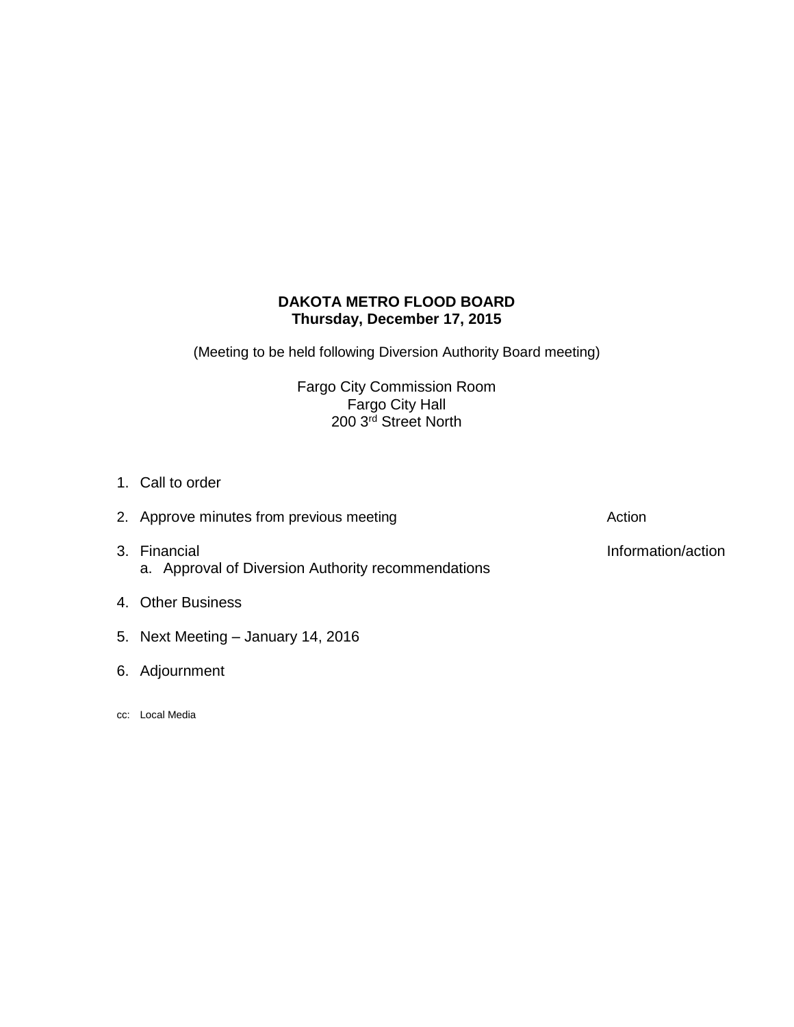**DAKOTA METRO FLOOD BOARD**
**Thursday, December 17, 2015**

(Meeting to be held following Diversion Authority Board meeting)

Fargo City Commission Room
Fargo City Hall
200 3rd Street North

1. Call to order
2. Approve minutes from previous meeting — Action
3. Financial — Information/action
   a. Approval of Diversion Authority recommendations
4. Other Business
5. Next Meeting – January 14, 2016
6. Adjournment

cc: Local Media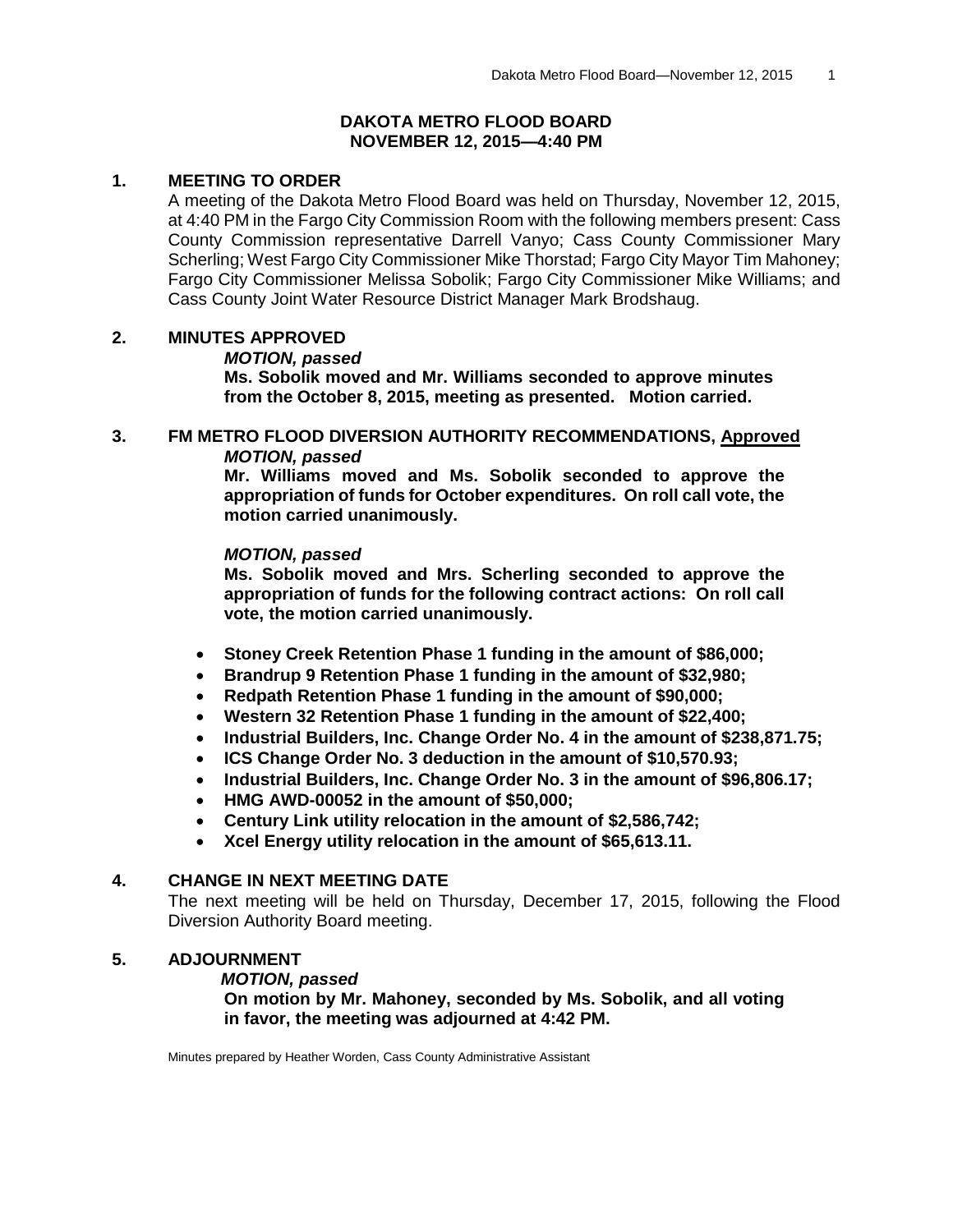# DAKOTA METRO FLOOD BOARD
## NOVEMBER 12, 2015—4:40 PM

## 1. MEETING TO ORDER

A meeting of the Dakota Metro Flood Board was held on Thursday, November 12, 2015, at 4:40 PM in the Fargo City Commission Room with the following members present: Cass County Commission representative Darrell Vanyo; Cass County Commissioner Mary Scherling; West Fargo City Commissioner Mike Thorstad; Fargo City Mayor Tim Mahoney; Fargo City Commissioner Melissa Sobolik; Fargo City Commissioner Mike Williams; and Cass County Joint Water Resource District Manager Mark Brodshaug.

## 2. MINUTES APPROVED

***MOTION, passed***

**Ms. Sobolik moved and Mr. Williams seconded to approve minutes from the October 8, 2015, meeting as presented. Motion carried.**

## 3. FM METRO FLOOD DIVERSION AUTHORITY RECOMMENDATIONS, Approved

***MOTION, passed***

**Mr. Williams moved and Ms. Sobolik seconded to approve the appropriation of funds for October expenditures. On roll call vote, the motion carried unanimously.**

***MOTION, passed***

**Ms. Sobolik moved and Mrs. Scherling seconded to approve the appropriation of funds for the following contract actions: On roll call vote, the motion carried unanimously.**

- **Stoney Creek Retention Phase 1 funding in the amount of $86,000;**
- **Brandrup 9 Retention Phase 1 funding in the amount of $32,980;**
- **Redpath Retention Phase 1 funding in the amount of $90,000;**
- **Western 32 Retention Phase 1 funding in the amount of $22,400;**
- **Industrial Builders, Inc. Change Order No. 4 in the amount of $238,871.75;**
- **ICS Change Order No. 3 deduction in the amount of $10,570.93;**
- **Industrial Builders, Inc. Change Order No. 3 in the amount of $96,806.17;**
- **HMG AWD-00052 in the amount of $50,000;**
- **Century Link utility relocation in the amount of $2,586,742;**
- **Xcel Energy utility relocation in the amount of $65,613.11.**

## 4. CHANGE IN NEXT MEETING DATE

The next meeting will be held on Thursday, December 17, 2015, following the Flood Diversion Authority Board meeting.

## 5. ADJOURNMENT

***MOTION, passed***

**On motion by Mr. Mahoney, seconded by Ms. Sobolik, and all voting in favor, the meeting was adjourned at 4:42 PM.**

Minutes prepared by Heather Worden, Cass County Administrative Assistant